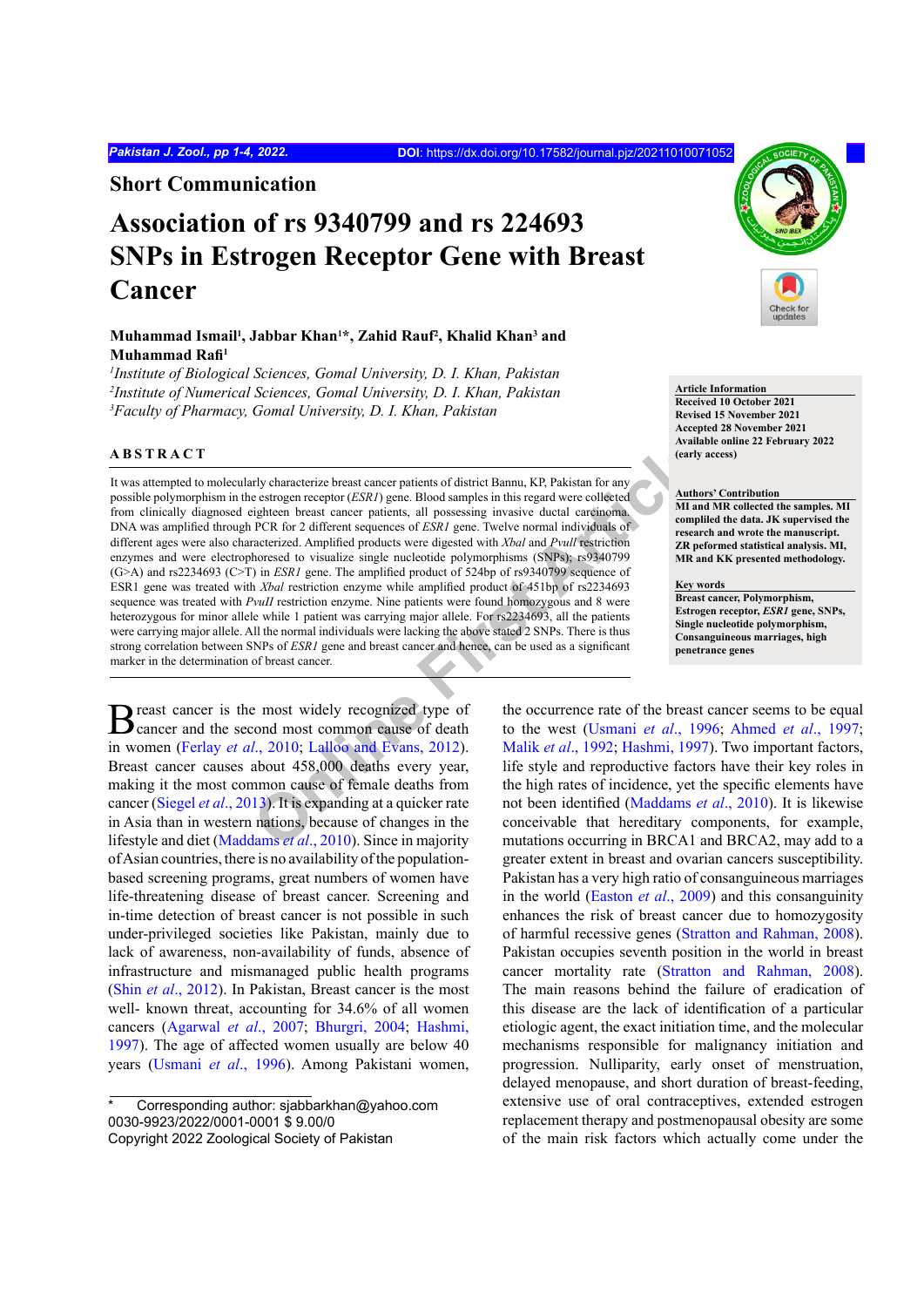## Short Communication

# Association of rs 9340799 and rs 224693 SNPs in Estrogen Receptor Gene with Breast Cancer

**Muhammad Ismail[1], Jabbar Khan[1]*, Zahid Rauf[2], Khalid Khan[3] and Muhammad Rafi[1]**

*[1]Institute of Biological Sciences, Gomal University, D. I. Khan, Pakistan*
*[2]Institute of Numerical Sciences, Gomal University, D. I. Khan, Pakistan*
*[3]Faculty of Pharmacy, Gomal University, D. I. Khan, Pakistan*

**Article Information**
Received 10 October 2021
Revised 15 November 2021
Accepted 28 November 2021
Available online 22 February 2022 (early access)

**Authors' Contribution**
MI and MR collected the samples. MI compliled the data. JK supervised the research and wrote the manuscript. ZR peformed statistical analysis. MI, MR and KK presented methodology.

**Key words**
Breast cancer, Polymorphism, Estrogen receptor, *ESR1* gene, SNPs, Single nucleotide polymorphism, Consanguineous marriages, high penetrance genes

## ABSTRACT

It was attempted to molecularly characterize breast cancer patients of district Bannu, KP, Pakistan for any possible polymorphism in the estrogen receptor (*ESR1*) gene. Blood samples in this regard were collected from clinically diagnosed eighteen breast cancer patients, all possessing invasive ductal carcinoma. DNA was amplified through PCR for 2 different sequences of *ESR1* gene. Twelve normal individuals of different ages were also characterized. Amplified products were digested with *XbaI* and *PvuII* restriction enzymes and were electrophoresed to visualize single nucleotide polymorphisms (SNPs); rs9340799 (G>A) and rs2234693 (C>T) in *ESR1* gene. The amplified product of 524bp of rs9340799 sequence of ESR1 gene was treated with *XbaI* restriction enzyme while amplified product of 451bp of rs2234693 sequence was treated with *PvuII* restriction enzyme. Nine patients were found homozygous and 8 were heterozygous for minor allele while 1 patient was carrying major allele. For rs2234693, all the patients were carrying major allele. All the normal individuals were lacking the above stated 2 SNPs. There is thus strong correlation between SNPs of *ESR1* gene and breast cancer and hence, can be used as a significant marker in the determination of breast cancer.

Breast cancer is the most widely recognized type of cancer and the second most common cause of death in women (Ferlay *et al*., 2010; Lalloo and Evans, 2012). Breast cancer causes about 458,000 deaths every year, making it the most common cause of female deaths from cancer (Siegel *et al*., 2013). It is expanding at a quicker rate in Asia than in western nations, because of changes in the lifestyle and diet (Maddams *et al*., 2010). Since in majority of Asian countries, there is no availability of the population-based screening programs, great numbers of women have life-threatening disease of breast cancer. Screening and in-time detection of breast cancer is not possible in such under-privileged societies like Pakistan, mainly due to lack of awareness, non-availability of funds, absence of infrastructure and mismanaged public health programs (Shin *et al*., 2012). In Pakistan, Breast cancer is the most well- known threat, accounting for 34.6% of all women cancers (Agarwal *et al*., 2007; Bhurgri, 2004; Hashmi, 1997). The age of affected women usually are below 40 years (Usmani *et al*., 1996). Among Pakistani women, the occurrence rate of the breast cancer seems to be equal to the west (Usmani *et al*., 1996; Ahmed *et al*., 1997; Malik *et al*., 1992; Hashmi, 1997). Two important factors, life style and reproductive factors have their key roles in the high rates of incidence, yet the specific elements have not been identified (Maddams *et al*., 2010). It is likewise conceivable that hereditary components, for example, mutations occurring in BRCA1 and BRCA2, may add to a greater extent in breast and ovarian cancers susceptibility. Pakistan has a very high ratio of consanguineous marriages in the world (Easton *et al*., 2009) and this consanguinity enhances the risk of breast cancer due to homozygosity of harmful recessive genes (Stratton and Rahman, 2008). Pakistan occupies seventh position in the world in breast cancer mortality rate (Stratton and Rahman, 2008). The main reasons behind the failure of eradication of this disease are the lack of identification of a particular etiologic agent, the exact initiation time, and the molecular mechanisms responsible for malignancy initiation and progression. Nulliparity, early onset of menstruation, delayed menopause, and short duration of breast-feeding, extensive use of oral contraceptives, extended estrogen replacement therapy and postmenopausal obesity are some of the main risk factors which actually come under the

\* Corresponding author: sjabbarkhan@yahoo.com
0030-9923/2022/0001-0001 $ 9.00/0
Copyright 2022 Zoological Society of Pakistan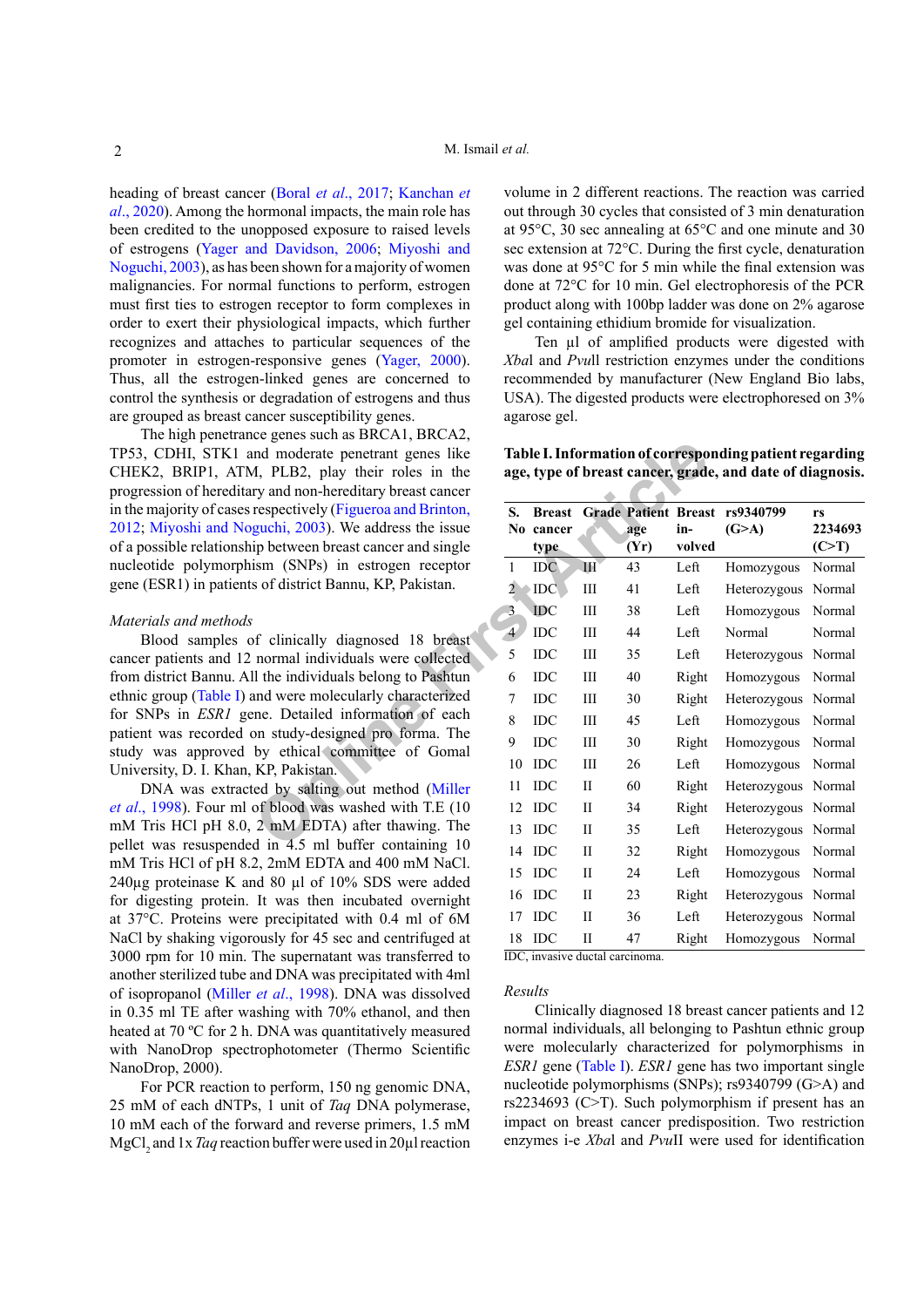heading of breast cancer (Boral *et al*., 2017; Kanchan *et al*., 2020). Among the hormonal impacts, the main role has been credited to the unopposed exposure to raised levels of estrogens (Yager and Davidson, 2006; Miyoshi and Noguchi, 2003), as has been shown for a majority of women malignancies. For normal functions to perform, estrogen must first ties to estrogen receptor to form complexes in order to exert their physiological impacts, which further recognizes and attaches to particular sequences of the promoter in estrogen-responsive genes (Yager, 2000). Thus, all the estrogen-linked genes are concerned to control the synthesis or degradation of estrogens and thus are grouped as breast cancer susceptibility genes.

The high penetrance genes such as BRCA1, BRCA2, TP53, CDHI, STK1 and moderate penetrant genes like CHEK2, BRIP1, ATM, PLB2, play their roles in the progression of hereditary and non-hereditary breast cancer in the majority of cases respectively (Figueroa and Brinton, 2012; Miyoshi and Noguchi, 2003). We address the issue of a possible relationship between breast cancer and single nucleotide polymorphism (SNPs) in estrogen receptor gene (ESR1) in patients of district Bannu, KP, Pakistan.

## *Materials and methods*

Blood samples of clinically diagnosed 18 breast cancer patients and 12 normal individuals were collected from district Bannu. All the individuals belong to Pashtun ethnic group (Table I) and were molecularly characterized for SNPs in *ESR1* gene. Detailed information of each patient was recorded on study-designed pro forma. The study was approved by ethical committee of Gomal University, D. I. Khan, KP, Pakistan.

DNA was extracted by salting out method (Miller *et al*., 1998). Four ml of blood was washed with T.E (10 mM Tris HCl pH 8.0, 2 mM EDTA) after thawing. The pellet was resuspended in 4.5 ml buffer containing 10 mM Tris HCl of pH 8.2, 2mM EDTA and 400 mM NaCl. 240µg proteinase K and 80 µl of 10% SDS were added for digesting protein. It was then incubated overnight at 37°C. Proteins were precipitated with 0.4 ml of 6M NaCl by shaking vigorously for 45 sec and centrifuged at 3000 rpm for 10 min. The supernatant was transferred to another sterilized tube and DNA was precipitated with 4ml of isopropanol (Miller *et al*., 1998). DNA was dissolved in 0.35 ml TE after washing with 70% ethanol, and then heated at 70 ºC for 2 h. DNA was quantitatively measured with NanoDrop spectrophotometer (Thermo Scientific NanoDrop, 2000).

For PCR reaction to perform, 150 ng genomic DNA, 25 mM of each dNTPs, 1 unit of *Taq* DNA polymerase, 10 mM each of the forward and reverse primers, 1.5 mM $MgCl_2$ and 1x *Taq* reaction buffer were used in 20µl reaction volume in 2 different reactions. The reaction was carried out through 30 cycles that consisted of 3 min denaturation at 95°C, 30 sec annealing at 65°C and one minute and 30 sec extension at 72°C. During the first cycle, denaturation was done at 95°C for 5 min while the final extension was done at 72°C for 10 min. Gel electrophoresis of the PCR product along with 100bp ladder was done on 2% agarose gel containing ethidium bromide for visualization.

Ten µl of amplified products were digested with *Xba*I and *Pvu*II restriction enzymes under the conditions recommended by manufacturer (New England Bio labs, USA). The digested products were electrophoresed on 3% agarose gel.

**Table I. Information of corresponding patient regarding age, type of breast cancer, grade, and date of diagnosis.**

| S. No | Breast cancer type | Grade | Patient age (Yr) | Breast in-volved | rs9340799 (G>A) | rs 2234693 (C>T) |
|---|---|---|---|---|---|---|
| 1 | IDC | III | 43 | Left | Homozygous | Normal |
| 2 | IDC | III | 41 | Left | Heterozygous | Normal |
| 3 | IDC | III | 38 | Left | Homozygous | Normal |
| 4 | IDC | III | 44 | Left | Normal | Normal |
| 5 | IDC | III | 35 | Left | Heterozygous | Normal |
| 6 | IDC | III | 40 | Right | Homozygous | Normal |
| 7 | IDC | III | 30 | Right | Heterozygous | Normal |
| 8 | IDC | III | 45 | Left | Homozygous | Normal |
| 9 | IDC | III | 30 | Right | Homozygous | Normal |
| 10 | IDC | III | 26 | Left | Homozygous | Normal |
| 11 | IDC | II | 60 | Right | Heterozygous | Normal |
| 12 | IDC | II | 34 | Right | Heterozygous | Normal |
| 13 | IDC | II | 35 | Left | Heterozygous | Normal |
| 14 | IDC | II | 32 | Right | Homozygous | Normal |
| 15 | IDC | II | 24 | Left | Homozygous | Normal |
| 16 | IDC | II | 23 | Right | Heterozygous | Normal |
| 17 | IDC | II | 36 | Left | Heterozygous | Normal |
| 18 | IDC | II | 47 | Right | Homozygous | Normal |

IDC, invasive ductal carcinoma.

## *Results*

Clinically diagnosed 18 breast cancer patients and 12 normal individuals, all belonging to Pashtun ethnic group were molecularly characterized for polymorphisms in *ESR1* gene (Table I). *ESR1* gene has two important single nucleotide polymorphisms (SNPs); rs9340799 (G>A) and rs2234693 (C>T). Such polymorphism if present has an impact on breast cancer predisposition. Two restriction enzymes i-e *Xba*I and *Pvu*II were used for identification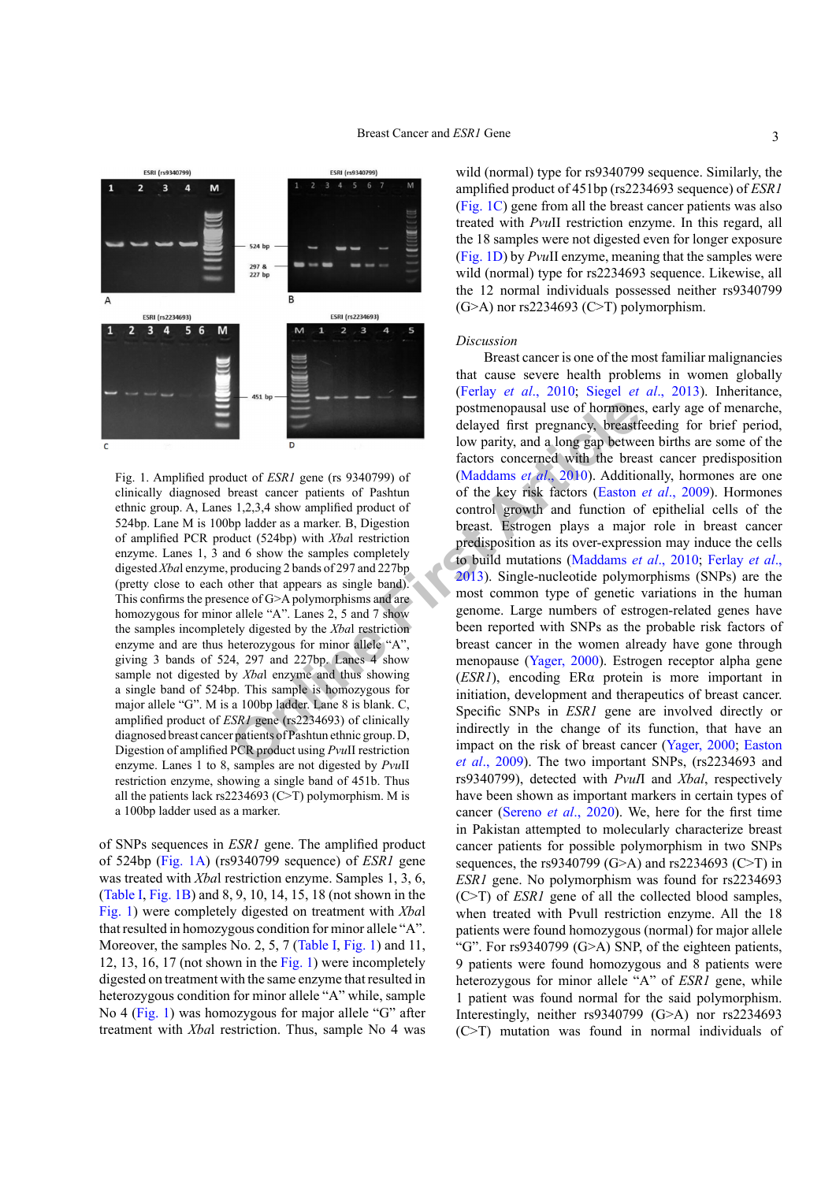Fig. 1. Amplified product of *ESR1* gene (rs 9340799) of clinically diagnosed breast cancer patients of Pashtun ethnic group. A, Lanes 1,2,3,4 show amplified product of 524bp. Lane M is 100bp ladder as a marker. B, Digestion of amplified PCR product (524bp) with *Xba*I restriction enzyme. Lanes 1, 3 and 6 show the samples completely digested *Xba*I enzyme, producing 2 bands of 297 and 227bp (pretty close to each other that appears as single band). This confirms the presence of G>A polymorphisms and are homozygous for minor allele "A". Lanes 2, 5 and 7 show the samples incompletely digested by the *Xba*I restriction enzyme and are thus heterozygous for minor allele "A", giving 3 bands of 524, 297 and 227bp. Lanes 4 show sample not digested by *Xba*I enzyme and thus showing a single band of 524bp. This sample is homozygous for major allele "G". M is a 100bp ladder. Lane 8 is blank. C, amplified product of *ESR1* gene (rs2234693) of clinically diagnosed breast cancer patients of Pashtun ethnic group. D, Digestion of amplified PCR product using *Pvu*II restriction enzyme. Lanes 1 to 8, samples are not digested by *Pvu*II restriction enzyme, showing a single band of 451b. Thus all the patients lack rs2234693 (C>T) polymorphism. M is a 100bp ladder used as a marker.

of SNPs sequences in *ESR1* gene. The amplified product of 524bp (Fig. 1A) (rs9340799 sequence) of *ESR1* gene was treated with *Xba*I restriction enzyme. Samples 1, 3, 6, (Table I, Fig. 1B) and 8, 9, 10, 14, 15, 18 (not shown in the Fig. 1) were completely digested on treatment with *Xba*I that resulted in homozygous condition for minor allele "A". Moreover, the samples No. 2, 5, 7 (Table I, Fig. 1) and 11, 12, 13, 16, 17 (not shown in the Fig. 1) were incompletely digested on treatment with the same enzyme that resulted in heterozygous condition for minor allele "A" while, sample No 4 (Fig. 1) was homozygous for major allele "G" after treatment with *Xba*I. Thus, sample No 4 was wild (normal) type for rs9340799 sequence. Similarly, the amplified product of 451bp (rs2234693 sequence) of *ESR1* (Fig. 1C) gene from all the breast cancer patients was also treated with *Pvu*II restriction enzyme. In this regard, all the 18 samples were not digested even for longer exposure (Fig. 1D) by *Pvu*II enzyme, meaning that the samples were wild (normal) type for rs2234693 sequence. Likewise, all the 12 normal individuals possessed neither rs9340799 (G>A) nor rs2234693 (C>T) polymorphism.

*Discussion*

Breast cancer is one of the most familiar malignancies that cause severe health problems in women globally (Ferlay *et al*., 2010; Siegel *et al*., 2013). Inheritance, postmenopausal use of hormones, early age of menarche, delayed first pregnancy, breastfeeding for brief period, low parity, and a long gap between births are some of the factors concerned with the breast cancer predisposition (Maddams *et al*., 2010). Additionally, hormones are one of the key risk factors (Easton *et al*., 2009). Hormones control growth and function of epithelial cells of the breast. Estrogen plays a major role in breast cancer predisposition as its over-expression may induce the cells to build mutations (Maddams *et al*., 2010; Ferlay *et al*., 2013). Single-nucleotide polymorphisms (SNPs) are the most common type of genetic variations in the human genome. Large numbers of estrogen-related genes have been reported with SNPs as the probable risk factors of breast cancer in the women already have gone through menopause (Yager, 2000). Estrogen receptor alpha gene (*ESR1*), encoding ERα protein is more important in initiation, development and therapeutics of breast cancer. Specific SNPs in *ESR1* gene are involved directly or indirectly in the change of its function, that have an impact on the risk of breast cancer (Yager, 2000; Easton *et al*., 2009). The two important SNPs, (rs2234693 and rs9340799), detected with *PvuI*I and *XbaI*, respectively have been shown as important markers in certain types of cancer (Sereno *et al*., 2020). We, here for the first time in Pakistan attempted to molecularly characterize breast cancer patients for possible polymorphism in two SNPs sequences, the rs9340799 (G>A) and rs2234693 (C>T) in *ESR1* gene. No polymorphism was found for rs2234693 (C>T) of *ESR1* gene of all the collected blood samples, when treated with PvuII restriction enzyme. All the 18 patients were found homozygous (normal) for major allele "G". For rs9340799 (G>A) SNP, of the eighteen patients, 9 patients were found homozygous and 8 patients were heterozygous for minor allele "A" of *ESR1* gene, while 1 patient was found normal for the said polymorphism. Interestingly, neither rs9340799 (G>A) nor rs2234693 (C>T) mutation was found in normal individuals of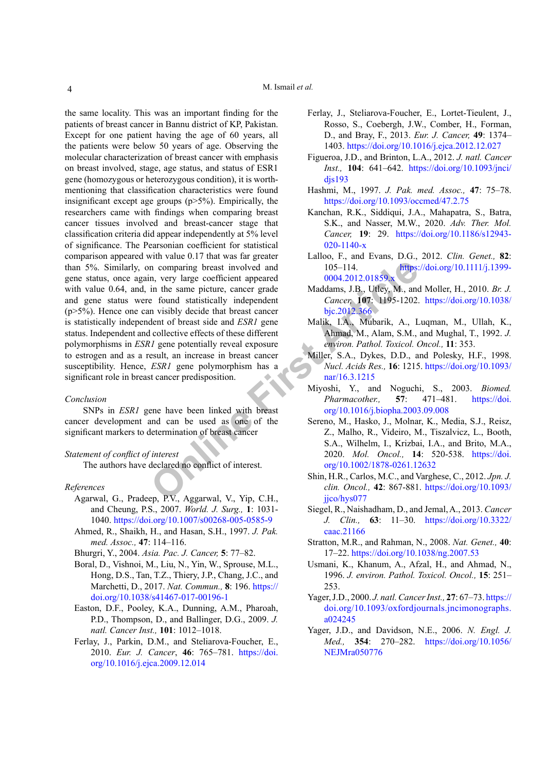the same locality. This was an important finding for the patients of breast cancer in Bannu district of KP, Pakistan. Except for one patient having the age of 60 years, all the patients were below 50 years of age. Observing the molecular characterization of breast cancer with emphasis on breast involved, stage, age status, and status of ESR1 gene (homozygous or heterozygous condition), it is worth-mentioning that classification characteristics were found insignificant except age groups (p>5%). Empirically, the researchers came with findings when comparing breast cancer tissues involved and breast-cancer stage that classification criteria did appear independently at 5% level of significance. The Pearsonian coefficient for statistical comparison appeared with value 0.17 that was far greater than 5%. Similarly, on comparing breast involved and gene status, once again, very large coefficient appeared with value 0.64, and, in the same picture, cancer grade and gene status were found statistically independent (p>5%). Hence one can visibly decide that breast cancer is statistically independent of breast side and *ESR1* gene status. Independent and collective effects of these different polymorphisms in *ESR1* gene potentially reveal exposure to estrogen and as a result, an increase in breast cancer susceptibility. Hence, *ESR1* gene polymorphism has a significant role in breast cancer predisposition.

## *Conclusion*

SNPs in *ESR1* gene have been linked with breast cancer development and can be used as one of the significant markers to determination of breast cancer

## *Statement of conflict of interest*

The authors have declared no conflict of interest.

## *References*

Agarwal, G., Pradeep, P.V., Aggarwal, V., Yip, C.H., and Cheung, P.S., 2007. *World. J. Surg.,* **1**: 1031-1040. https://doi.org/10.1007/s00268-005-0585-9

Ahmed, R., Shaikh, H., and Hasan, S.H., 1997. *J. Pak. med. Assoc.,* **47**: 114–116.

Bhurgri, Y., 2004. *Asia. Pac. J. Cancer,* **5**: 77–82.

Boral, D., Vishnoi, M., Liu, N., Yin, W., Sprouse, M.L., Hong, D.S., Tan, T.Z., Thiery, J.P., Chang, J.C., and Marchetti, D., 2017. *Nat. Commun.,* **8**: 196. https://doi.org/10.1038/s41467-017-00196-1

Easton, D.F., Pooley, K.A., Dunning, A.M., Pharoah, P.D., Thompson, D., and Ballinger, D.G., 2009. *J. natl. Cancer Inst.,* **101**: 1012–1018.

Ferlay, J., Parkin, D.M., and Steliarova-Foucher, E., 2010. *Eur. J. Cancer*, **46**: 765–781. https://doi.org/10.1016/j.ejca.2009.12.014

Ferlay, J., Steliarova-Foucher, E., Lortet-Tieulent, J., Rosso, S., Coebergh, J.W., Comber, H., Forman, D., and Bray, F., 2013. *Eur. J. Cancer,* **49**: 1374–1403. https://doi.org/10.1016/j.ejca.2012.12.027

Figueroa, J.D., and Brinton, L.A., 2012. *J. natl. Cancer Inst.,* **104**: 641–642. https://doi.org/10.1093/jnci/djs193

Hashmi, M., 1997. *J. Pak. med. Assoc.,* **47**: 75–78. https://doi.org/10.1093/occmed/47.2.75

Kanchan, R.K., Siddiqui, J.A., Mahapatra, S., Batra, S.K., and Nasser, M.W., 2020. *Adv. Ther. Mol. Cancer,* **19**: 29. https://doi.org/10.1186/s12943-020-1140-x

Lalloo, F., and Evans, D.G., 2012. *Clin. Genet.,* **82**: 105–114. https://doi.org/10.1111/j.1399-0004.2012.01859.x

Maddams, J.B., Utley, M., and Moller, H., 2010. *Br. J. Cancer,* **107**: 1195-1202. https://doi.org/10.1038/bjc.2012.366

Malik, I.A., Mubarik, A., Luqman, M., Ullah, K., Ahmad, M., Alam, S.M., and Mughal, T., 1992. *J. environ. Pathol. Toxicol. Oncol.,* **11**: 353.

Miller, S.A., Dykes, D.D., and Polesky, H.F., 1998. *Nucl. Acids Res.,* **16**: 1215. https://doi.org/10.1093/nar/16.3.1215

Miyoshi, Y., and Noguchi, S., 2003. *Biomed. Pharmacother.,* **57**: 471–481. https://doi.org/10.1016/j.biopha.2003.09.008

Sereno, M., Hasko, J., Molnar, K., Media, S.J., Reisz, Z., Malho, R., Videiro, M., Tiszalvicz, L., Booth, S.A., Wilhelm, I., Krizbai, I.A., and Brito, M.A., 2020. *Mol. Oncol.,* **14**: 520-538. https://doi.org/10.1002/1878-0261.12632

Shin, H.R., Carlos, M.C., and Varghese, C., 2012. *Jpn. J. clin. Oncol.,* **42**: 867-881. https://doi.org/10.1093/jjco/hys077

Siegel, R., Naishadham, D., and Jemal, A., 2013. *Cancer J. Clin.,* **63**: 11–30. https://doi.org/10.3322/caac.21166

Stratton, M.R., and Rahman, N., 2008. *Nat. Genet.,* **40**: 17–22. https://doi.org/10.1038/ng.2007.53

Usmani, K., Khanum, A., Afzal, H., and Ahmad, N., 1996. *J. environ. Pathol. Toxicol. Oncol.,* **15**: 251–253.

Yager, J.D., 2000. *J. natl. Cancer Inst.,* **27**: 67–73. https://doi.org/10.1093/oxfordjournals.jncimonographs.a024245

Yager, J.D., and Davidson, N.E., 2006. *N. Engl. J. Med.,* **354**: 270–282. https://doi.org/10.1056/NEJMra050776